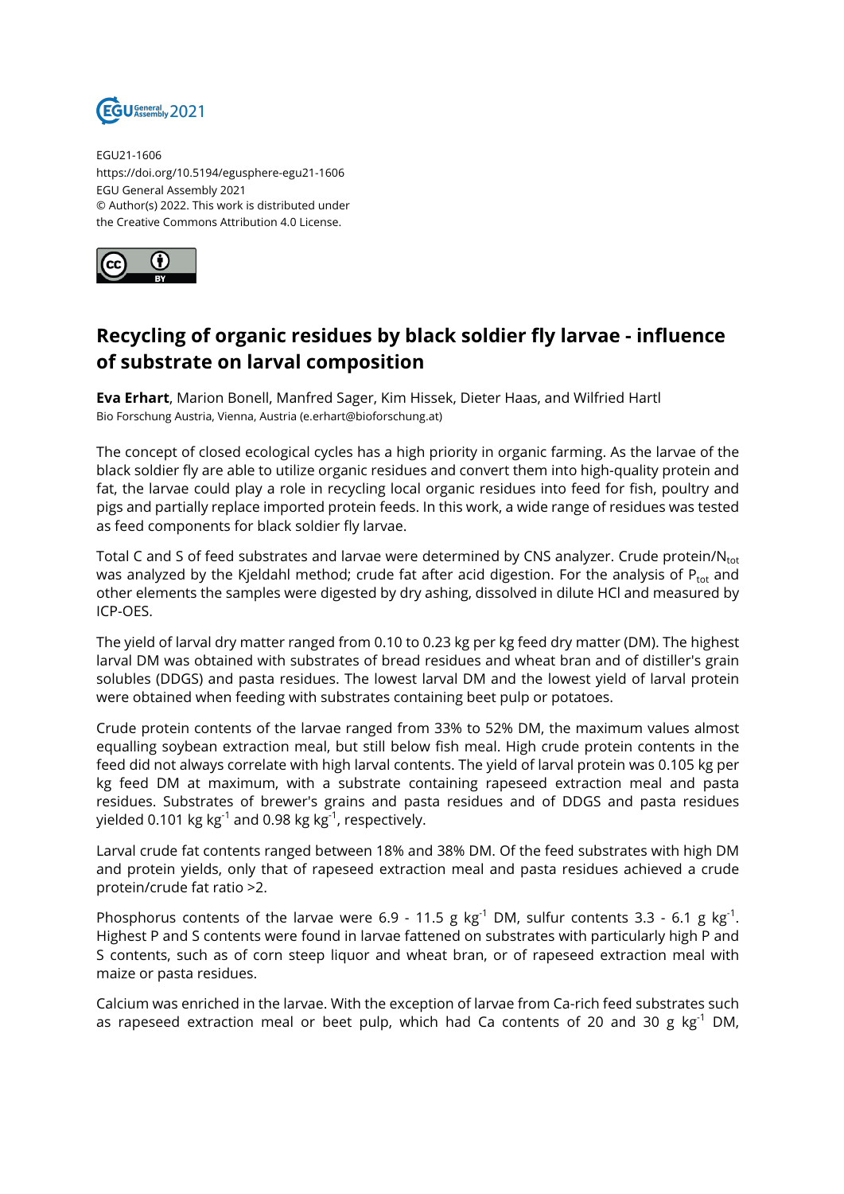EGU21-1606
https://doi.org/10.5194/egusphere-egu21-1606
EGU General Assembly 2021
© Author(s) 2022. This work is distributed under
the Creative Commons Attribution 4.0 License.

# Recycling of organic residues by black soldier fly larvae - influence of substrate on larval composition

**Eva Erhart**, Marion Bonell, Manfred Sager, Kim Hissek, Dieter Haas, and Wilfried Hartl
Bio Forschung Austria, Vienna, Austria (e.erhart@bioforschung.at)

The concept of closed ecological cycles has a high priority in organic farming. As the larvae of the black soldier fly are able to utilize organic residues and convert them into high-quality protein and fat, the larvae could play a role in recycling local organic residues into feed for fish, poultry and pigs and partially replace imported protein feeds. In this work, a wide range of residues was tested as feed components for black soldier fly larvae.

Total C and S of feed substrates and larvae were determined by CNS analyzer. Crude protein/$N_{tot}$ was analyzed by the Kjeldahl method; crude fat after acid digestion. For the analysis of $P_{tot}$ and other elements the samples were digested by dry ashing, dissolved in dilute HCl and measured by ICP-OES.

The yield of larval dry matter ranged from 0.10 to 0.23 kg per kg feed dry matter (DM). The highest larval DM was obtained with substrates of bread residues and wheat bran and of distiller's grain solubles (DDGS) and pasta residues. The lowest larval DM and the lowest yield of larval protein were obtained when feeding with substrates containing beet pulp or potatoes.

Crude protein contents of the larvae ranged from 33% to 52% DM, the maximum values almost equalling soybean extraction meal, but still below fish meal. High crude protein contents in the feed did not always correlate with high larval contents. The yield of larval protein was 0.105 kg per kg feed DM at maximum, with a substrate containing rapeseed extraction meal and pasta residues. Substrates of brewer's grains and pasta residues and of DDGS and pasta residues yielded 0.101 kg $kg^{-1}$ and 0.98 kg $kg^{-1}$, respectively.

Larval crude fat contents ranged between 18% and 38% DM. Of the feed substrates with high DM and protein yields, only that of rapeseed extraction meal and pasta residues achieved a crude protein/crude fat ratio >2.

Phosphorus contents of the larvae were 6.9 - 11.5 g $kg^{-1}$ DM, sulfur contents 3.3 - 6.1 g $kg^{-1}$. Highest P and S contents were found in larvae fattened on substrates with particularly high P and S contents, such as of corn steep liquor and wheat bran, or of rapeseed extraction meal with maize or pasta residues.

Calcium was enriched in the larvae. With the exception of larvae from Ca-rich feed substrates such as rapeseed extraction meal or beet pulp, which had Ca contents of 20 and 30 g $kg^{-1}$ DM,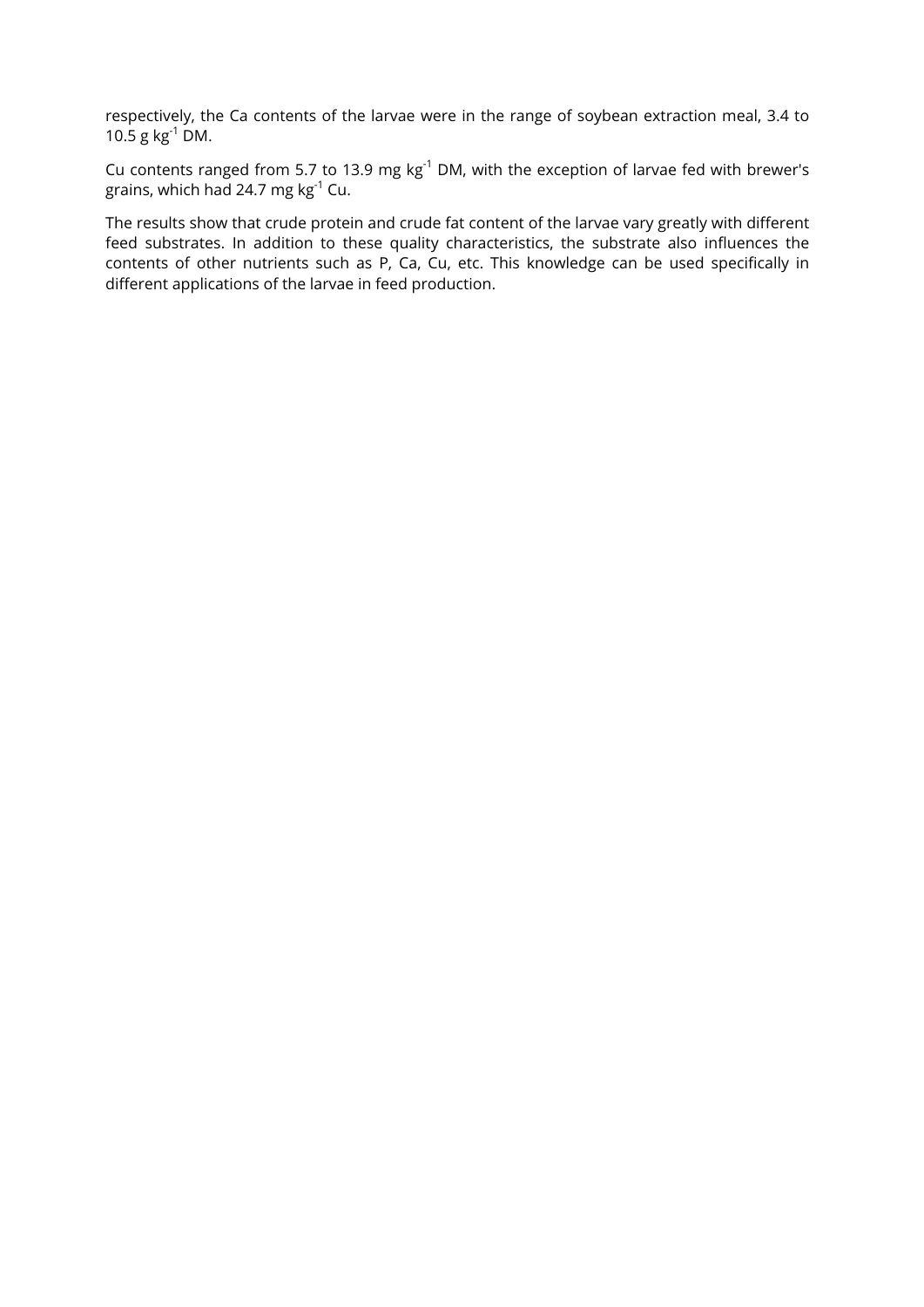respectively, the Ca contents of the larvae were in the range of soybean extraction meal, 3.4 to 10.5 g $kg^{-1}$ DM.

Cu contents ranged from 5.7 to 13.9 mg $kg^{-1}$ DM, with the exception of larvae fed with brewer's grains, which had 24.7 mg $kg^{-1}$ Cu.

The results show that crude protein and crude fat content of the larvae vary greatly with different feed substrates. In addition to these quality characteristics, the substrate also influences the contents of other nutrients such as P, Ca, Cu, etc. This knowledge can be used specifically in different applications of the larvae in feed production.